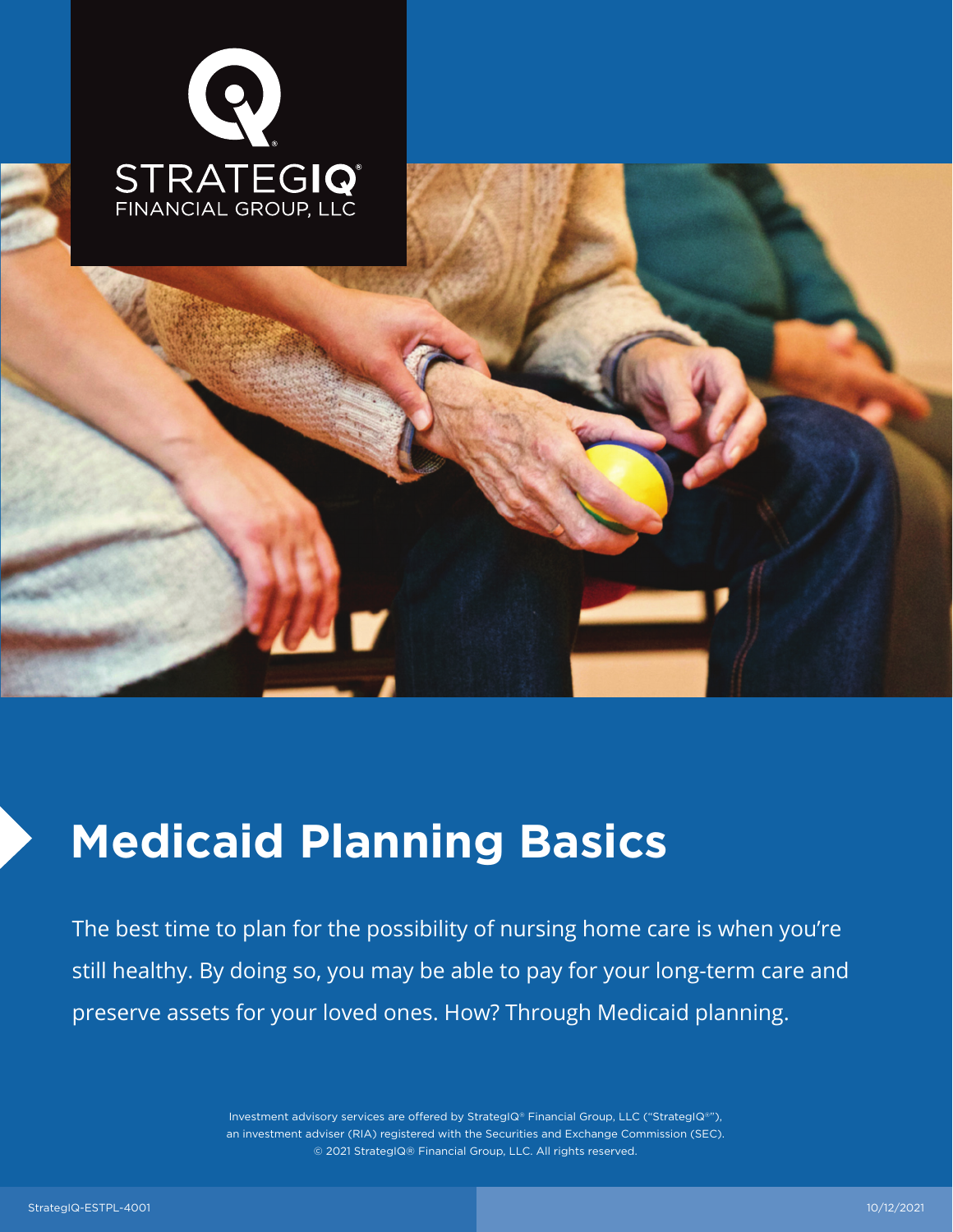STRATEGIQ®
FINANCIAL GROUP, LLC

# Medicaid Planning Basics

The best time to plan for the possibility of nursing home care is when you're still healthy. By doing so, you may be able to pay for your long-term care and preserve assets for your loved ones. How? Through Medicaid planning.

Investment advisory services are offered by StrategIQ® Financial Group, LLC ("StrategIQ®"), an investment adviser (RIA) registered with the Securities and Exchange Commission (SEC).
© 2021 StrategIQ® Financial Group, LLC. All rights reserved.

StrategIQ-ESTPL-4001 10/12/2021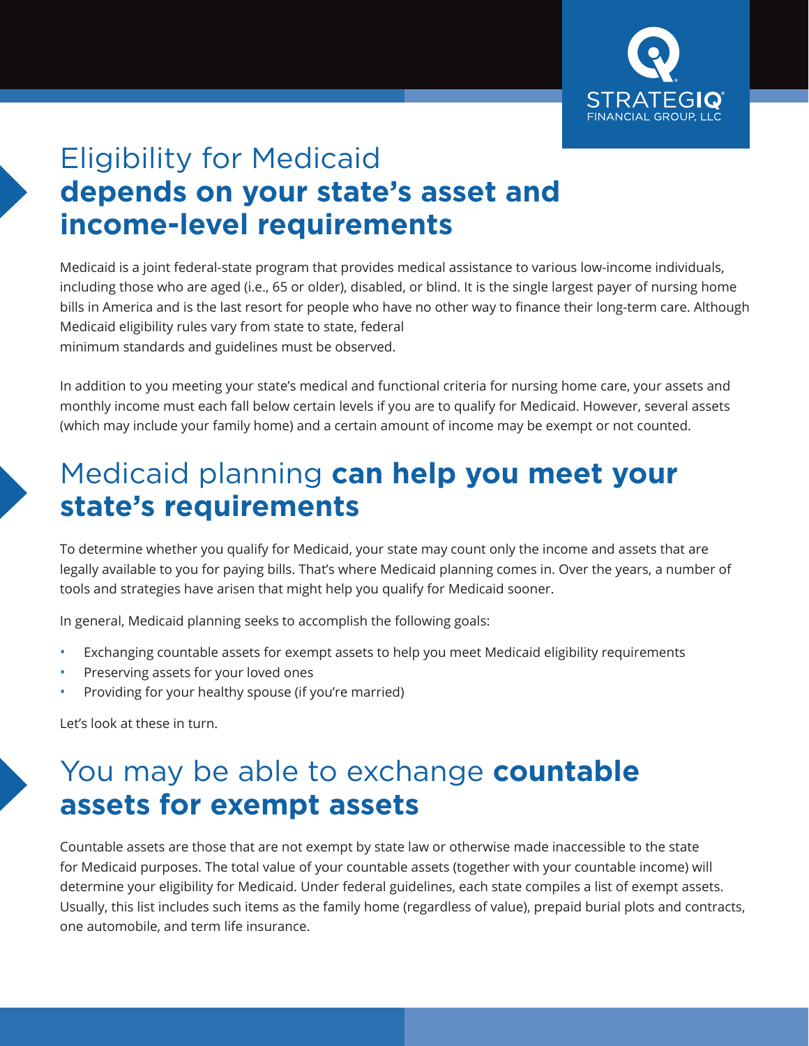# Eligibility for Medicaid **depends on your state's asset and income-level requirements**

Medicaid is a joint federal-state program that provides medical assistance to various low-income individuals, including those who are aged (i.e., 65 or older), disabled, or blind. It is the single largest payer of nursing home bills in America and is the last resort for people who have no other way to finance their long-term care. Although Medicaid eligibility rules vary from state to state, federal minimum standards and guidelines must be observed.

In addition to you meeting your state's medical and functional criteria for nursing home care, your assets and monthly income must each fall below certain levels if you are to qualify for Medicaid. However, several assets (which may include your family home) and a certain amount of income may be exempt or not counted.

# Medicaid planning **can help you meet your state's requirements**

To determine whether you qualify for Medicaid, your state may count only the income and assets that are legally available to you for paying bills. That's where Medicaid planning comes in. Over the years, a number of tools and strategies have arisen that might help you qualify for Medicaid sooner.

In general, Medicaid planning seeks to accomplish the following goals:

- Exchanging countable assets for exempt assets to help you meet Medicaid eligibility requirements
- Preserving assets for your loved ones
- Providing for your healthy spouse (if you're married)

Let's look at these in turn.

# You may be able to exchange **countable assets for exempt assets**

Countable assets are those that are not exempt by state law or otherwise made inaccessible to the state for Medicaid purposes. The total value of your countable assets (together with your countable income) will determine your eligibility for Medicaid. Under federal guidelines, each state compiles a list of exempt assets. Usually, this list includes such items as the family home (regardless of value), prepaid burial plots and contracts, one automobile, and term life insurance.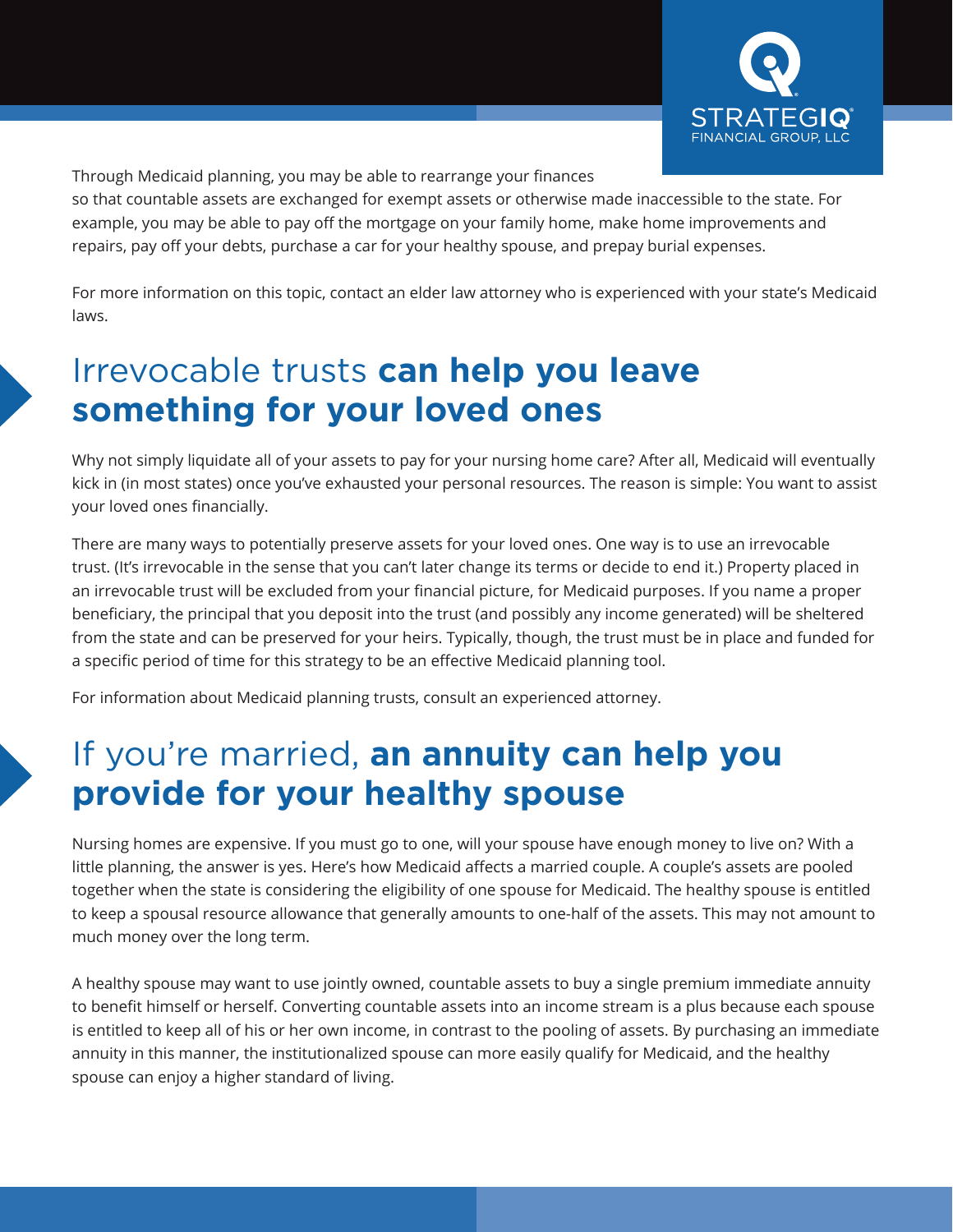Through Medicaid planning, you may be able to rearrange your finances so that countable assets are exchanged for exempt assets or otherwise made inaccessible to the state. For example, you may be able to pay off the mortgage on your family home, make home improvements and repairs, pay off your debts, purchase a car for your healthy spouse, and prepay burial expenses.

For more information on this topic, contact an elder law attorney who is experienced with your state's Medicaid laws.

## Irrevocable trusts **can help you leave something for your loved ones**

Why not simply liquidate all of your assets to pay for your nursing home care? After all, Medicaid will eventually kick in (in most states) once you've exhausted your personal resources. The reason is simple: You want to assist your loved ones financially.

There are many ways to potentially preserve assets for your loved ones. One way is to use an irrevocable trust. (It's irrevocable in the sense that you can't later change its terms or decide to end it.) Property placed in an irrevocable trust will be excluded from your financial picture, for Medicaid purposes. If you name a proper beneficiary, the principal that you deposit into the trust (and possibly any income generated) will be sheltered from the state and can be preserved for your heirs. Typically, though, the trust must be in place and funded for a specific period of time for this strategy to be an effective Medicaid planning tool.

For information about Medicaid planning trusts, consult an experienced attorney.

## If you're married, **an annuity can help you provide for your healthy spouse**

Nursing homes are expensive. If you must go to one, will your spouse have enough money to live on? With a little planning, the answer is yes. Here's how Medicaid affects a married couple. A couple's assets are pooled together when the state is considering the eligibility of one spouse for Medicaid. The healthy spouse is entitled to keep a spousal resource allowance that generally amounts to one-half of the assets. This may not amount to much money over the long term.

A healthy spouse may want to use jointly owned, countable assets to buy a single premium immediate annuity to benefit himself or herself. Converting countable assets into an income stream is a plus because each spouse is entitled to keep all of his or her own income, in contrast to the pooling of assets. By purchasing an immediate annuity in this manner, the institutionalized spouse can more easily qualify for Medicaid, and the healthy spouse can enjoy a higher standard of living.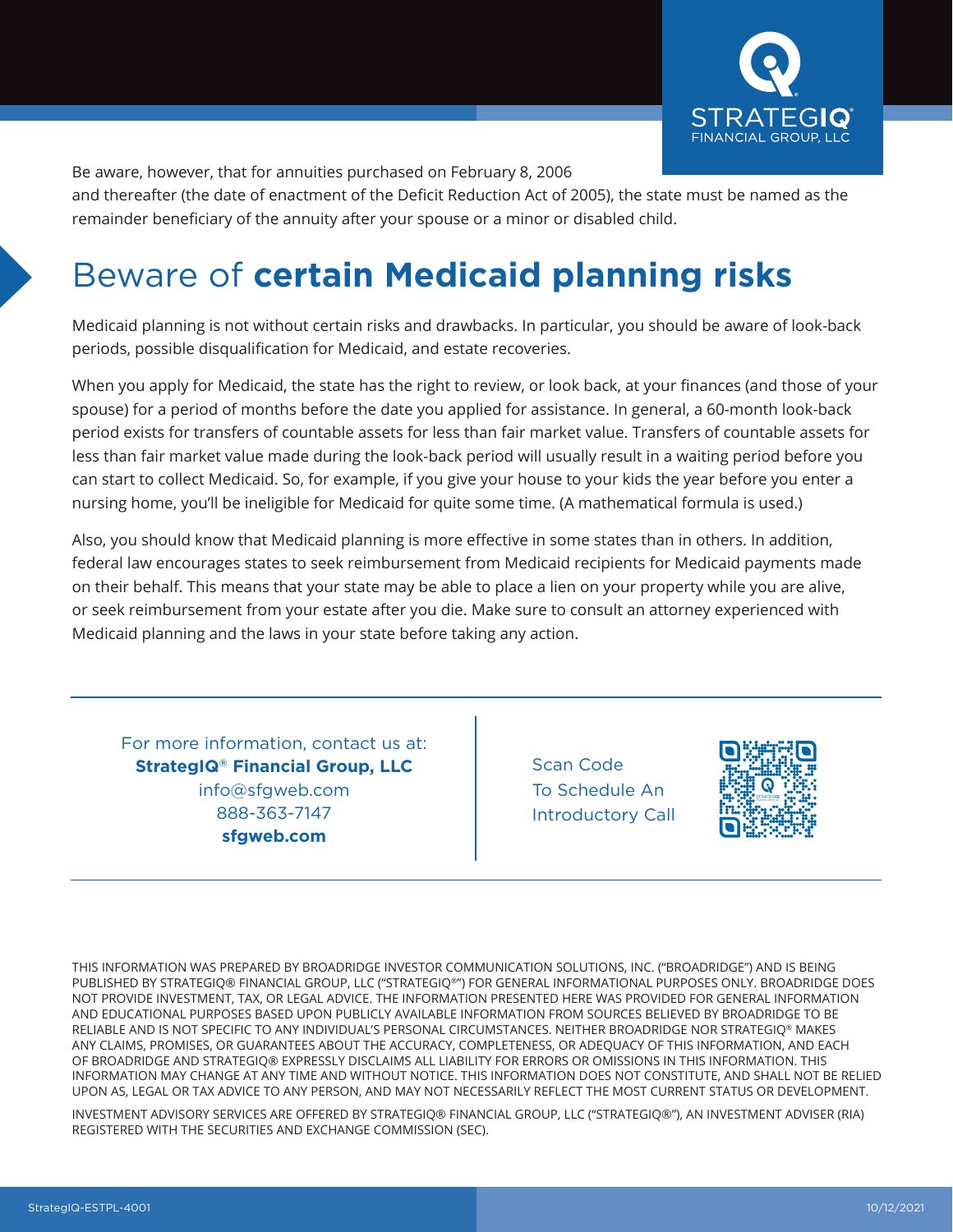Be aware, however, that for annuities purchased on February 8, 2006 and thereafter (the date of enactment of the Deficit Reduction Act of 2005), the state must be named as the remainder beneficiary of the annuity after your spouse or a minor or disabled child.

# Beware of **certain Medicaid planning risks**

Medicaid planning is not without certain risks and drawbacks. In particular, you should be aware of look-back periods, possible disqualification for Medicaid, and estate recoveries.

When you apply for Medicaid, the state has the right to review, or look back, at your finances (and those of your spouse) for a period of months before the date you applied for assistance. In general, a 60-month look-back period exists for transfers of countable assets for less than fair market value. Transfers of countable assets for less than fair market value made during the look-back period will usually result in a waiting period before you can start to collect Medicaid. So, for example, if you give your house to your kids the year before you enter a nursing home, you'll be ineligible for Medicaid for quite some time. (A mathematical formula is used.)

Also, you should know that Medicaid planning is more effective in some states than in others. In addition, federal law encourages states to seek reimbursement from Medicaid recipients for Medicaid payments made on their behalf. This means that your state may be able to place a lien on your property while you are alive, or seek reimbursement from your estate after you die. Make sure to consult an attorney experienced with Medicaid planning and the laws in your state before taking any action.

For more information, contact us at:
**StrategIQ® Financial Group, LLC**
info@sfgweb.com
888-363-7147
**sfgweb.com**

Scan Code To Schedule An Introductory Call

THIS INFORMATION WAS PREPARED BY BROADRIDGE INVESTOR COMMUNICATION SOLUTIONS, INC. ("BROADRIDGE") AND IS BEING PUBLISHED BY STRATEGIQ® FINANCIAL GROUP, LLC ("STRATEGIQ®") FOR GENERAL INFORMATIONAL PURPOSES ONLY. BROADRIDGE DOES NOT PROVIDE INVESTMENT, TAX, OR LEGAL ADVICE. THE INFORMATION PRESENTED HERE WAS PROVIDED FOR GENERAL INFORMATION AND EDUCATIONAL PURPOSES BASED UPON PUBLICLY AVAILABLE INFORMATION FROM SOURCES BELIEVED BY BROADRIDGE TO BE RELIABLE AND IS NOT SPECIFIC TO ANY INDIVIDUAL'S PERSONAL CIRCUMSTANCES. NEITHER BROADRIDGE NOR STRATEGIQ® MAKES ANY CLAIMS, PROMISES, OR GUARANTEES ABOUT THE ACCURACY, COMPLETENESS, OR ADEQUACY OF THIS INFORMATION, AND EACH OF BROADRIDGE AND STRATEGIQ® EXPRESSLY DISCLAIMS ALL LIABILITY FOR ERRORS OR OMISSIONS IN THIS INFORMATION. THIS INFORMATION MAY CHANGE AT ANY TIME AND WITHOUT NOTICE. THIS INFORMATION DOES NOT CONSTITUTE, AND SHALL NOT BE RELIED UPON AS, LEGAL OR TAX ADVICE TO ANY PERSON, AND MAY NOT NECESSARILY REFLECT THE MOST CURRENT STATUS OR DEVELOPMENT.

INVESTMENT ADVISORY SERVICES ARE OFFERED BY STRATEGIQ® FINANCIAL GROUP, LLC ("STRATEGIQ®"), AN INVESTMENT ADVISER (RIA) REGISTERED WITH THE SECURITIES AND EXCHANGE COMMISSION (SEC).

StrategIQ-ESTPL-4001 10/12/2021